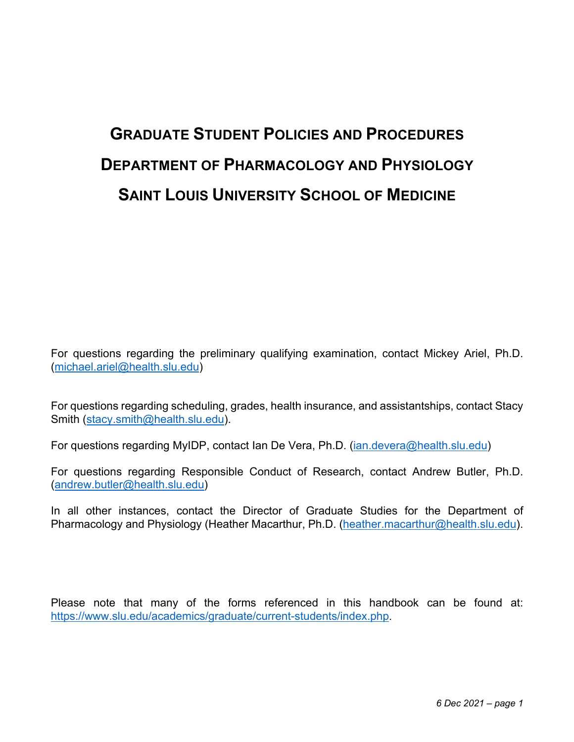# Graduate Student Policies and Procedures

# Department of Pharmacology and Physiology

# Saint Louis University School of Medicine

For questions regarding the preliminary qualifying examination, contact Mickey Ariel, Ph.D. (michael.ariel@health.slu.edu)

For questions regarding scheduling, grades, health insurance, and assistantships, contact Stacy Smith (stacy.smith@health.slu.edu).

For questions regarding MyIDP, contact Ian De Vera, Ph.D. (ian.devera@health.slu.edu)

For questions regarding Responsible Conduct of Research, contact Andrew Butler, Ph.D. (andrew.butler@health.slu.edu)

In all other instances, contact the Director of Graduate Studies for the Department of Pharmacology and Physiology (Heather Macarthur, Ph.D. (heather.macarthur@health.slu.edu).

Please note that many of the forms referenced in this handbook can be found at: https://www.slu.edu/academics/graduate/current-students/index.php.

*6 Dec 2021*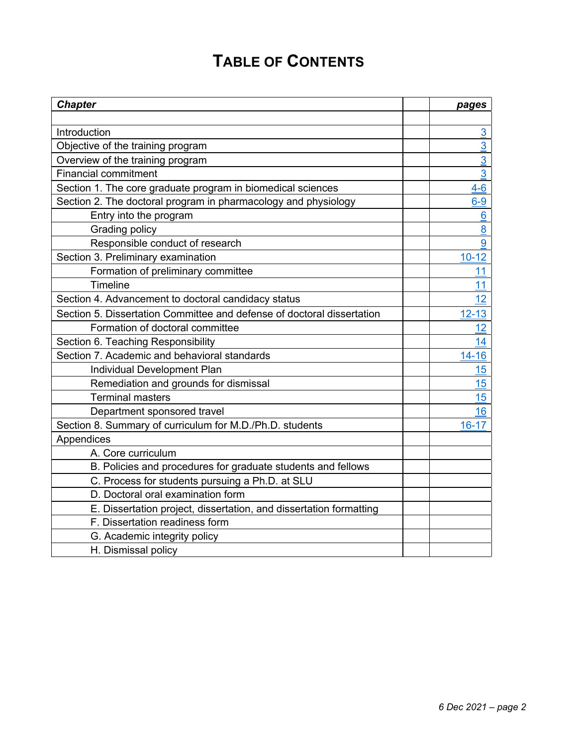# TABLE OF CONTENTS

| *Chapter* | | *pages* |
|---|---|---|
| | | |
| Introduction | | 3 |
| Objective of the training program | | 3 |
| Overview of the training program | | 3 |
| Financial commitment | | 3 |
| Section 1. The core graduate program in biomedical sciences | | 4-6 |
| Section 2. The doctoral program in pharmacology and physiology | | 6-9 |
| Entry into the program | | 6 |
| Grading policy | | 8 |
| Responsible conduct of research | | 9 |
| Section 3. Preliminary examination | | 10-12 |
| Formation of preliminary committee | | 11 |
| Timeline | | 11 |
| Section 4. Advancement to doctoral candidacy status | | 12 |
| Section 5. Dissertation Committee and defense of doctoral dissertation | | 12-13 |
| Formation of doctoral committee | | 12 |
| Section 6. Teaching Responsibility | | 14 |
| Section 7. Academic and behavioral standards | | 14-16 |
| Individual Development Plan | | 15 |
| Remediation and grounds for dismissal | | 15 |
| Terminal masters | | 15 |
| Department sponsored travel | | 16 |
| Section 8. Summary of curriculum for M.D./Ph.D. students | | 16-17 |
| Appendices | | |
| A. Core curriculum | | |
| B. Policies and procedures for graduate students and fellows | | |
| C. Process for students pursuing a Ph.D. at SLU | | |
| D. Doctoral oral examination form | | |
| E. Dissertation project, dissertation, and dissertation formatting | | |
| F. Dissertation readiness form | | |
| G. Academic integrity policy | | |
| H. Dismissal policy | | |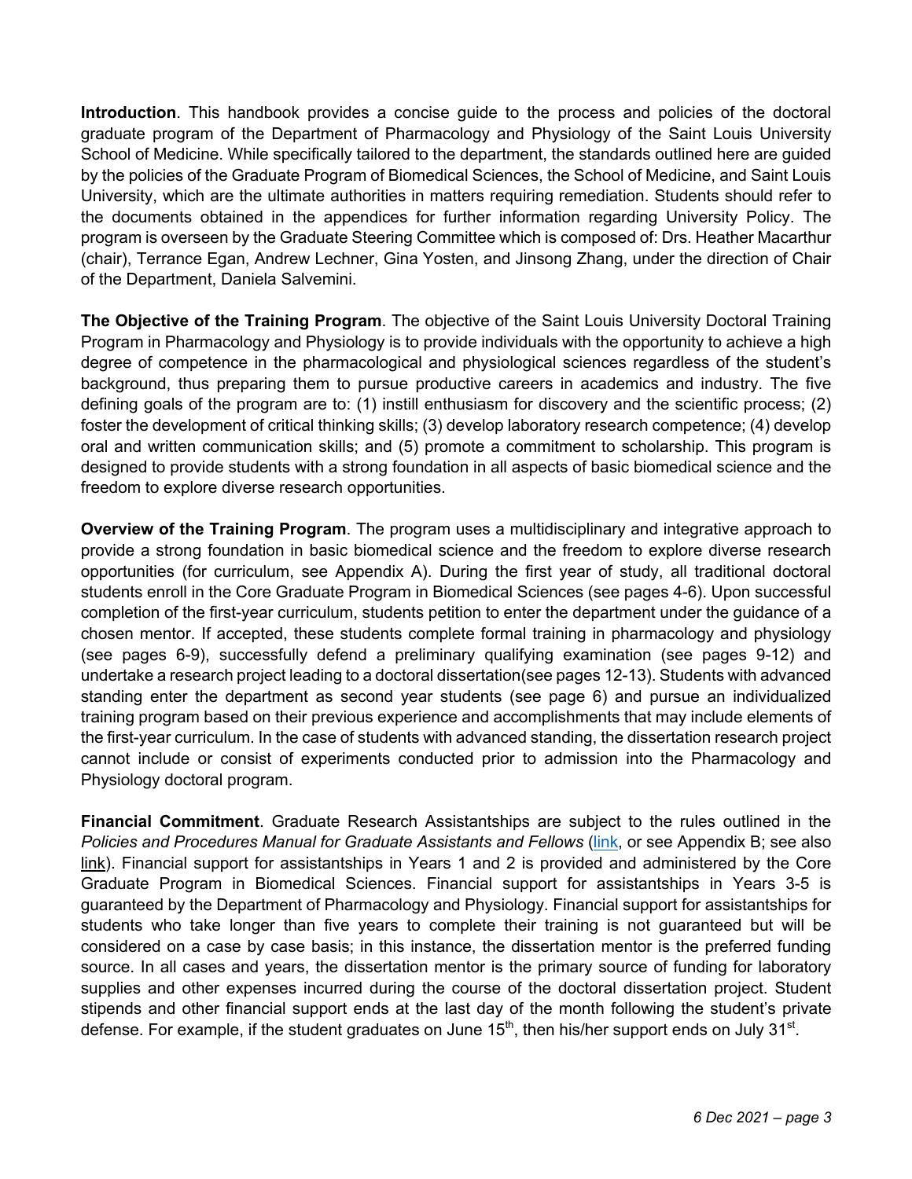**Introduction**. This handbook provides a concise guide to the process and policies of the doctoral graduate program of the Department of Pharmacology and Physiology of the Saint Louis University School of Medicine. While specifically tailored to the department, the standards outlined here are guided by the policies of the Graduate Program of Biomedical Sciences, the School of Medicine, and Saint Louis University, which are the ultimate authorities in matters requiring remediation. Students should refer to the documents obtained in the appendices for further information regarding University Policy. The program is overseen by the Graduate Steering Committee which is composed of: Drs. Heather Macarthur (chair), Terrance Egan, Andrew Lechner, Gina Yosten, and Jinsong Zhang, under the direction of Chair of the Department, Daniela Salvemini.

**The Objective of the Training Program**. The objective of the Saint Louis University Doctoral Training Program in Pharmacology and Physiology is to provide individuals with the opportunity to achieve a high degree of competence in the pharmacological and physiological sciences regardless of the student's background, thus preparing them to pursue productive careers in academics and industry. The five defining goals of the program are to: (1) instill enthusiasm for discovery and the scientific process; (2) foster the development of critical thinking skills; (3) develop laboratory research competence; (4) develop oral and written communication skills; and (5) promote a commitment to scholarship. This program is designed to provide students with a strong foundation in all aspects of basic biomedical science and the freedom to explore diverse research opportunities.

**Overview of the Training Program**. The program uses a multidisciplinary and integrative approach to provide a strong foundation in basic biomedical science and the freedom to explore diverse research opportunities (for curriculum, see Appendix A). During the first year of study, all traditional doctoral students enroll in the Core Graduate Program in Biomedical Sciences (see pages 4-6). Upon successful completion of the first-year curriculum, students petition to enter the department under the guidance of a chosen mentor. If accepted, these students complete formal training in pharmacology and physiology (see pages 6-9), successfully defend a preliminary qualifying examination (see pages 9-12) and undertake a research project leading to a doctoral dissertation(see pages 12-13). Students with advanced standing enter the department as second year students (see page 6) and pursue an individualized training program based on their previous experience and accomplishments that may include elements of the first-year curriculum. In the case of students with advanced standing, the dissertation research project cannot include or consist of experiments conducted prior to admission into the Pharmacology and Physiology doctoral program.

**Financial Commitment**. Graduate Research Assistantships are subject to the rules outlined in the *Policies and Procedures Manual for Graduate Assistants and Fellows* (link, or see Appendix B; see also link). Financial support for assistantships in Years 1 and 2 is provided and administered by the Core Graduate Program in Biomedical Sciences. Financial support for assistantships in Years 3-5 is guaranteed by the Department of Pharmacology and Physiology. Financial support for assistantships for students who take longer than five years to complete their training is not guaranteed but will be considered on a case by case basis; in this instance, the dissertation mentor is the preferred funding source. In all cases and years, the dissertation mentor is the primary source of funding for laboratory supplies and other expenses incurred during the course of the doctoral dissertation project. Student stipends and other financial support ends at the last day of the month following the student's private defense. For example, if the student graduates on June 15th, then his/her support ends on July 31st.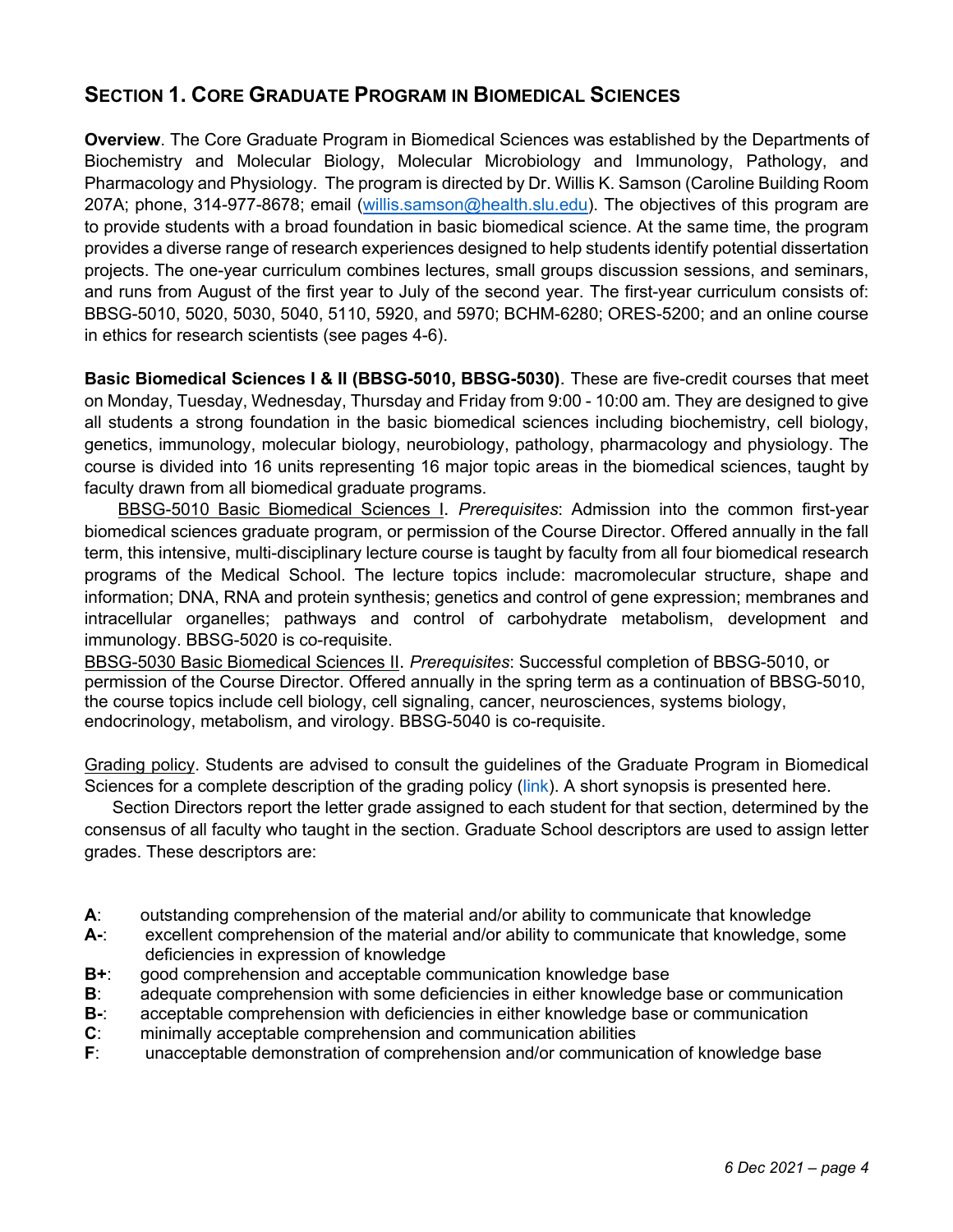## SECTION 1. CORE GRADUATE PROGRAM IN BIOMEDICAL SCIENCES

**Overview**. The Core Graduate Program in Biomedical Sciences was established by the Departments of Biochemistry and Molecular Biology, Molecular Microbiology and Immunology, Pathology, and Pharmacology and Physiology. The program is directed by Dr. Willis K. Samson (Caroline Building Room 207A; phone, 314-977-8678; email (willis.samson@health.slu.edu). The objectives of this program are to provide students with a broad foundation in basic biomedical science. At the same time, the program provides a diverse range of research experiences designed to help students identify potential dissertation projects. The one-year curriculum combines lectures, small groups discussion sessions, and seminars, and runs from August of the first year to July of the second year. The first-year curriculum consists of: BBSG-5010, 5020, 5030, 5040, 5110, 5920, and 5970; BCHM-6280; ORES-5200; and an online course in ethics for research scientists (see pages 4-6).

**Basic Biomedical Sciences I & II (BBSG-5010, BBSG-5030)**. These are five-credit courses that meet on Monday, Tuesday, Wednesday, Thursday and Friday from 9:00 - 10:00 am. They are designed to give all students a strong foundation in the basic biomedical sciences including biochemistry, cell biology, genetics, immunology, molecular biology, neurobiology, pathology, pharmacology and physiology. The course is divided into 16 units representing 16 major topic areas in the biomedical sciences, taught by faculty drawn from all biomedical graduate programs.

BBSG-5010 Basic Biomedical Sciences I. *Prerequisites*: Admission into the common first-year biomedical sciences graduate program, or permission of the Course Director. Offered annually in the fall term, this intensive, multi-disciplinary lecture course is taught by faculty from all four biomedical research programs of the Medical School. The lecture topics include: macromolecular structure, shape and information; DNA, RNA and protein synthesis; genetics and control of gene expression; membranes and intracellular organelles; pathways and control of carbohydrate metabolism, development and immunology. BBSG-5020 is co-requisite.

BBSG-5030 Basic Biomedical Sciences II. *Prerequisites*: Successful completion of BBSG-5010, or permission of the Course Director. Offered annually in the spring term as a continuation of BBSG-5010, the course topics include cell biology, cell signaling, cancer, neurosciences, systems biology, endocrinology, metabolism, and virology. BBSG-5040 is co-requisite.

Grading policy. Students are advised to consult the guidelines of the Graduate Program in Biomedical Sciences for a complete description of the grading policy (link). A short synopsis is presented here.

Section Directors report the letter grade assigned to each student for that section, determined by the consensus of all faculty who taught in the section. Graduate School descriptors are used to assign letter grades. These descriptors are:

- **A**: outstanding comprehension of the material and/or ability to communicate that knowledge
- **A-**: excellent comprehension of the material and/or ability to communicate that knowledge, some deficiencies in expression of knowledge
- **B+**: good comprehension and acceptable communication knowledge base
- **B**: adequate comprehension with some deficiencies in either knowledge base or communication
- **B-**: acceptable comprehension with deficiencies in either knowledge base or communication
- **C**: minimally acceptable comprehension and communication abilities
- **F**: unacceptable demonstration of comprehension and/or communication of knowledge base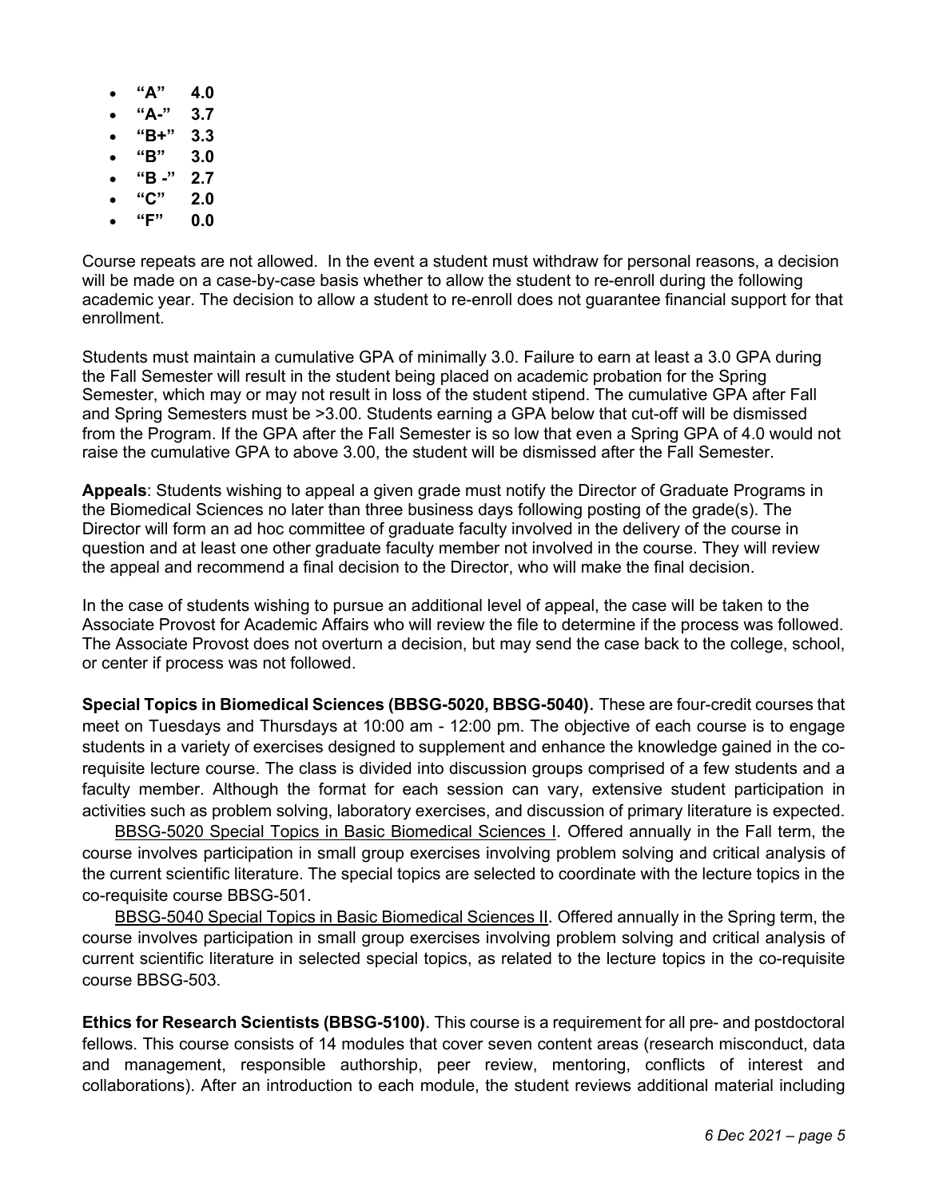- **"A" 4.0**
- **"A-" 3.7**
- **"B+" 3.3**
- **"B" 3.0**
- **"B -" 2.7**
- **"C" 2.0**
- **"F" 0.0**

Course repeats are not allowed. In the event a student must withdraw for personal reasons, a decision will be made on a case-by-case basis whether to allow the student to re-enroll during the following academic year. The decision to allow a student to re-enroll does not guarantee financial support for that enrollment.

Students must maintain a cumulative GPA of minimally 3.0. Failure to earn at least a 3.0 GPA during the Fall Semester will result in the student being placed on academic probation for the Spring Semester, which may or may not result in loss of the student stipend. The cumulative GPA after Fall and Spring Semesters must be >3.00. Students earning a GPA below that cut-off will be dismissed from the Program. If the GPA after the Fall Semester is so low that even a Spring GPA of 4.0 would not raise the cumulative GPA to above 3.00, the student will be dismissed after the Fall Semester.

**Appeals**: Students wishing to appeal a given grade must notify the Director of Graduate Programs in the Biomedical Sciences no later than three business days following posting of the grade(s). The Director will form an ad hoc committee of graduate faculty involved in the delivery of the course in question and at least one other graduate faculty member not involved in the course. They will review the appeal and recommend a final decision to the Director, who will make the final decision.

In the case of students wishing to pursue an additional level of appeal, the case will be taken to the Associate Provost for Academic Affairs who will review the file to determine if the process was followed. The Associate Provost does not overturn a decision, but may send the case back to the college, school, or center if process was not followed.

**Special Topics in Biomedical Sciences (BBSG-5020, BBSG-5040)**. These are four-credit courses that meet on Tuesdays and Thursdays at 10:00 am - 12:00 pm. The objective of each course is to engage students in a variety of exercises designed to supplement and enhance the knowledge gained in the co-requisite lecture course. The class is divided into discussion groups comprised of a few students and a faculty member. Although the format for each session can vary, extensive student participation in activities such as problem solving, laboratory exercises, and discussion of primary literature is expected.

BBSG-5020 Special Topics in Basic Biomedical Sciences I. Offered annually in the Fall term, the course involves participation in small group exercises involving problem solving and critical analysis of the current scientific literature. The special topics are selected to coordinate with the lecture topics in the co-requisite course BBSG-501.

BBSG-5040 Special Topics in Basic Biomedical Sciences II. Offered annually in the Spring term, the course involves participation in small group exercises involving problem solving and critical analysis of current scientific literature in selected special topics, as related to the lecture topics in the co-requisite course BBSG-503.

**Ethics for Research Scientists (BBSG-5100)**. This course is a requirement for all pre- and postdoctoral fellows. This course consists of 14 modules that cover seven content areas (research misconduct, data and management, responsible authorship, peer review, mentoring, conflicts of interest and collaborations). After an introduction to each module, the student reviews additional material including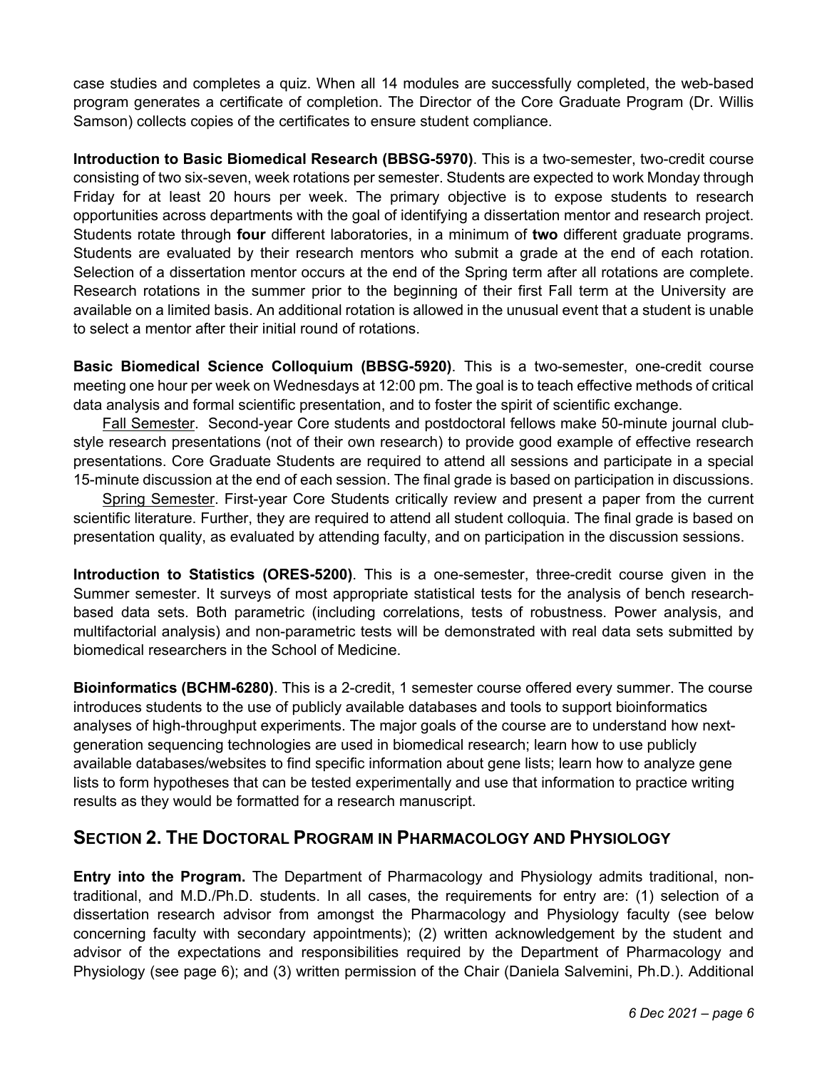case studies and completes a quiz. When all 14 modules are successfully completed, the web-based program generates a certificate of completion. The Director of the Core Graduate Program (Dr. Willis Samson) collects copies of the certificates to ensure student compliance.

**Introduction to Basic Biomedical Research (BBSG-5970)**. This is a two-semester, two-credit course consisting of two six-seven, week rotations per semester. Students are expected to work Monday through Friday for at least 20 hours per week. The primary objective is to expose students to research opportunities across departments with the goal of identifying a dissertation mentor and research project. Students rotate through **four** different laboratories, in a minimum of **two** different graduate programs. Students are evaluated by their research mentors who submit a grade at the end of each rotation. Selection of a dissertation mentor occurs at the end of the Spring term after all rotations are complete. Research rotations in the summer prior to the beginning of their first Fall term at the University are available on a limited basis. An additional rotation is allowed in the unusual event that a student is unable to select a mentor after their initial round of rotations.

**Basic Biomedical Science Colloquium (BBSG-5920)**. This is a two-semester, one-credit course meeting one hour per week on Wednesdays at 12:00 pm. The goal is to teach effective methods of critical data analysis and formal scientific presentation, and to foster the spirit of scientific exchange.

Fall Semester. Second-year Core students and postdoctoral fellows make 50-minute journal club-style research presentations (not of their own research) to provide good example of effective research presentations. Core Graduate Students are required to attend all sessions and participate in a special 15-minute discussion at the end of each session. The final grade is based on participation in discussions.

Spring Semester. First-year Core Students critically review and present a paper from the current scientific literature. Further, they are required to attend all student colloquia. The final grade is based on presentation quality, as evaluated by attending faculty, and on participation in the discussion sessions.

**Introduction to Statistics (ORES-5200)**. This is a one-semester, three-credit course given in the Summer semester. It surveys of most appropriate statistical tests for the analysis of bench research-based data sets. Both parametric (including correlations, tests of robustness. Power analysis, and multifactorial analysis) and non-parametric tests will be demonstrated with real data sets submitted by biomedical researchers in the School of Medicine.

**Bioinformatics (BCHM-6280)**. This is a 2-credit, 1 semester course offered every summer. The course introduces students to the use of publicly available databases and tools to support bioinformatics analyses of high-throughput experiments. The major goals of the course are to understand how next-generation sequencing technologies are used in biomedical research; learn how to use publicly available databases/websites to find specific information about gene lists; learn how to analyze gene lists to form hypotheses that can be tested experimentally and use that information to practice writing results as they would be formatted for a research manuscript.

## SECTION 2. THE DOCTORAL PROGRAM IN PHARMACOLOGY AND PHYSIOLOGY

**Entry into the Program.** The Department of Pharmacology and Physiology admits traditional, non-traditional, and M.D./Ph.D. students. In all cases, the requirements for entry are: (1) selection of a dissertation research advisor from amongst the Pharmacology and Physiology faculty (see below concerning faculty with secondary appointments); (2) written acknowledgement by the student and advisor of the expectations and responsibilities required by the Department of Pharmacology and Physiology (see page 6); and (3) written permission of the Chair (Daniela Salvemini, Ph.D.). Additional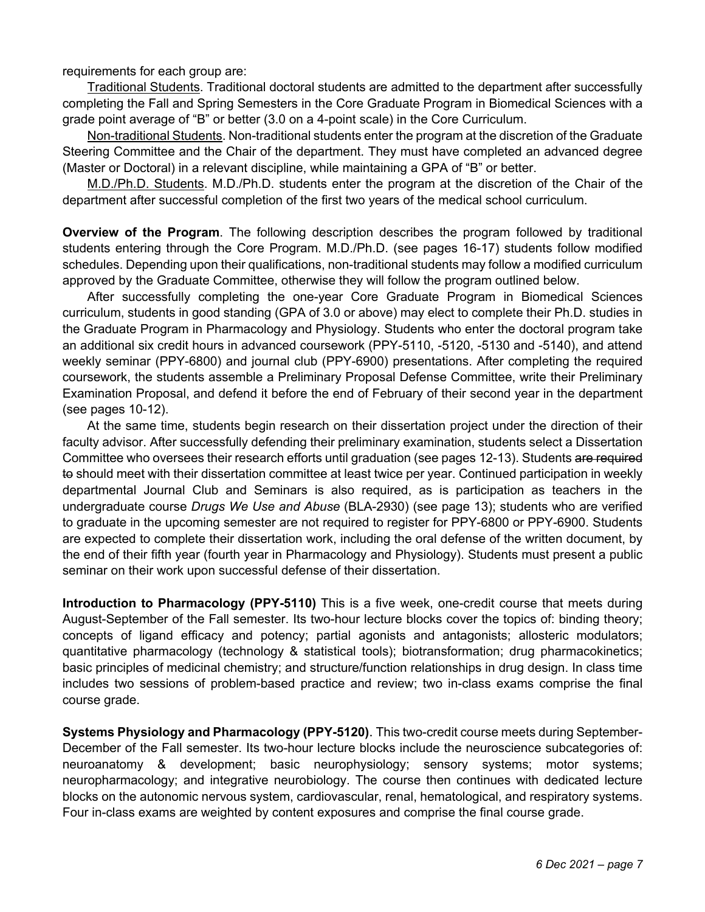requirements for each group are:

Traditional Students. Traditional doctoral students are admitted to the department after successfully completing the Fall and Spring Semesters in the Core Graduate Program in Biomedical Sciences with a grade point average of "B" or better (3.0 on a 4-point scale) in the Core Curriculum.

Non-traditional Students. Non-traditional students enter the program at the discretion of the Graduate Steering Committee and the Chair of the department. They must have completed an advanced degree (Master or Doctoral) in a relevant discipline, while maintaining a GPA of "B" or better.

M.D./Ph.D. Students. M.D./Ph.D. students enter the program at the discretion of the Chair of the department after successful completion of the first two years of the medical school curriculum.

**Overview of the Program**. The following description describes the program followed by traditional students entering through the Core Program. M.D./Ph.D. (see pages 16-17) students follow modified schedules. Depending upon their qualifications, non-traditional students may follow a modified curriculum approved by the Graduate Committee, otherwise they will follow the program outlined below.

After successfully completing the one-year Core Graduate Program in Biomedical Sciences curriculum, students in good standing (GPA of 3.0 or above) may elect to complete their Ph.D. studies in the Graduate Program in Pharmacology and Physiology. Students who enter the doctoral program take an additional six credit hours in advanced coursework (PPY-5110, -5120, -5130 and -5140), and attend weekly seminar (PPY-6800) and journal club (PPY-6900) presentations. After completing the required coursework, the students assemble a Preliminary Proposal Defense Committee, write their Preliminary Examination Proposal, and defend it before the end of February of their second year in the department (see pages 10-12).

At the same time, students begin research on their dissertation project under the direction of their faculty advisor. After successfully defending their preliminary examination, students select a Dissertation Committee who oversees their research efforts until graduation (see pages 12-13). Students ~~are required to~~ should meet with their dissertation committee at least twice per year. Continued participation in weekly departmental Journal Club and Seminars is also required, as is participation as teachers in the undergraduate course *Drugs We Use and Abuse* (BLA-2930) (see page 13); students who are verified to graduate in the upcoming semester are not required to register for PPY-6800 or PPY-6900. Students are expected to complete their dissertation work, including the oral defense of the written document, by the end of their fifth year (fourth year in Pharmacology and Physiology). Students must present a public seminar on their work upon successful defense of their dissertation.

**Introduction to Pharmacology (PPY-5110)** This is a five week, one-credit course that meets during August-September of the Fall semester. Its two-hour lecture blocks cover the topics of: binding theory; concepts of ligand efficacy and potency; partial agonists and antagonists; allosteric modulators; quantitative pharmacology (technology & statistical tools); biotransformation; drug pharmacokinetics; basic principles of medicinal chemistry; and structure/function relationships in drug design. In class time includes two sessions of problem-based practice and review; two in-class exams comprise the final course grade.

**Systems Physiology and Pharmacology (PPY-5120)**. This two-credit course meets during September-December of the Fall semester. Its two-hour lecture blocks include the neuroscience subcategories of: neuroanatomy & development; basic neurophysiology; sensory systems; motor systems; neuropharmacology; and integrative neurobiology. The course then continues with dedicated lecture blocks on the autonomic nervous system, cardiovascular, renal, hematological, and respiratory systems. Four in-class exams are weighted by content exposures and comprise the final course grade.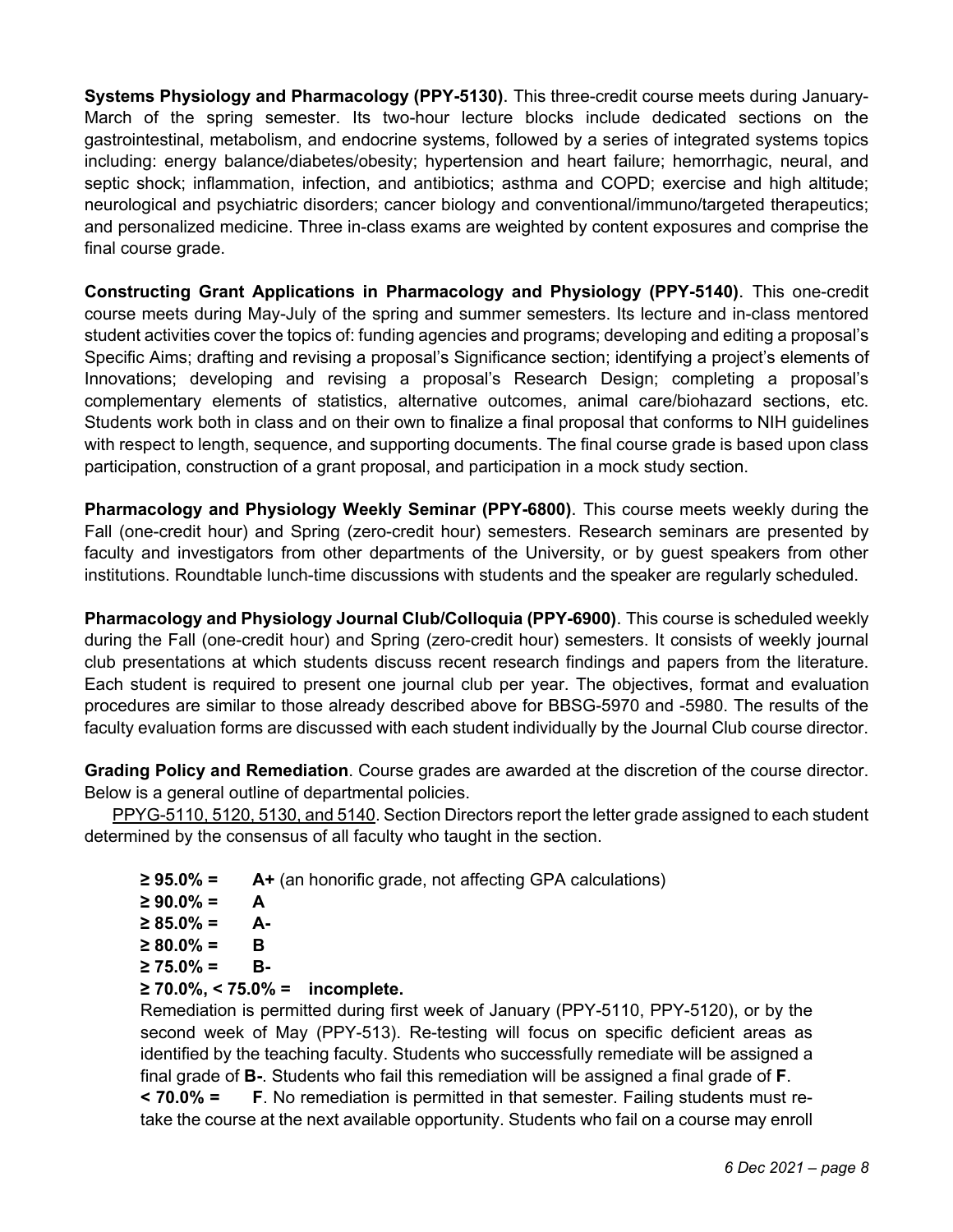**Systems Physiology and Pharmacology (PPY-5130)**. This three-credit course meets during January-March of the spring semester. Its two-hour lecture blocks include dedicated sections on the gastrointestinal, metabolism, and endocrine systems, followed by a series of integrated systems topics including: energy balance/diabetes/obesity; hypertension and heart failure; hemorrhagic, neural, and septic shock; inflammation, infection, and antibiotics; asthma and COPD; exercise and high altitude; neurological and psychiatric disorders; cancer biology and conventional/immuno/targeted therapeutics; and personalized medicine. Three in-class exams are weighted by content exposures and comprise the final course grade.

**Constructing Grant Applications in Pharmacology and Physiology (PPY-5140)**. This one-credit course meets during May-July of the spring and summer semesters. Its lecture and in-class mentored student activities cover the topics of: funding agencies and programs; developing and editing a proposal's Specific Aims; drafting and revising a proposal's Significance section; identifying a project's elements of Innovations; developing and revising a proposal's Research Design; completing a proposal's complementary elements of statistics, alternative outcomes, animal care/biohazard sections, etc. Students work both in class and on their own to finalize a final proposal that conforms to NIH guidelines with respect to length, sequence, and supporting documents. The final course grade is based upon class participation, construction of a grant proposal, and participation in a mock study section.

**Pharmacology and Physiology Weekly Seminar (PPY-6800)**. This course meets weekly during the Fall (one-credit hour) and Spring (zero-credit hour) semesters. Research seminars are presented by faculty and investigators from other departments of the University, or by guest speakers from other institutions. Roundtable lunch-time discussions with students and the speaker are regularly scheduled.

**Pharmacology and Physiology Journal Club/Colloquia (PPY-6900)**. This course is scheduled weekly during the Fall (one-credit hour) and Spring (zero-credit hour) semesters. It consists of weekly journal club presentations at which students discuss recent research findings and papers from the literature. Each student is required to present one journal club per year. The objectives, format and evaluation procedures are similar to those already described above for BBSG-5970 and -5980. The results of the faculty evaluation forms are discussed with each student individually by the Journal Club course director.

**Grading Policy and Remediation**. Course grades are awarded at the discretion of the course director. Below is a general outline of departmental policies.

<u>PPYG-5110, 5120, 5130, and 5140</u>. Section Directors report the letter grade assigned to each student determined by the consensus of all faculty who taught in the section.

**≥ 95.0% =** **A+** (an honorific grade, not affecting GPA calculations)
**≥ 90.0% =** **A**
**≥ 85.0% =** **A-**
**≥ 80.0% =** **B**
**≥ 75.0% =** **B-**
**≥ 70.0%, < 75.0% = incomplete.**

Remediation is permitted during first week of January (PPY-5110, PPY-5120), or by the second week of May (PPY-513). Re-testing will focus on specific deficient areas as identified by the teaching faculty. Students who successfully remediate will be assigned a final grade of **B-**. Students who fail this remediation will be assigned a final grade of **F**.

**< 70.0% =** **F**. No remediation is permitted in that semester. Failing students must re-take the course at the next available opportunity. Students who fail on a course may enroll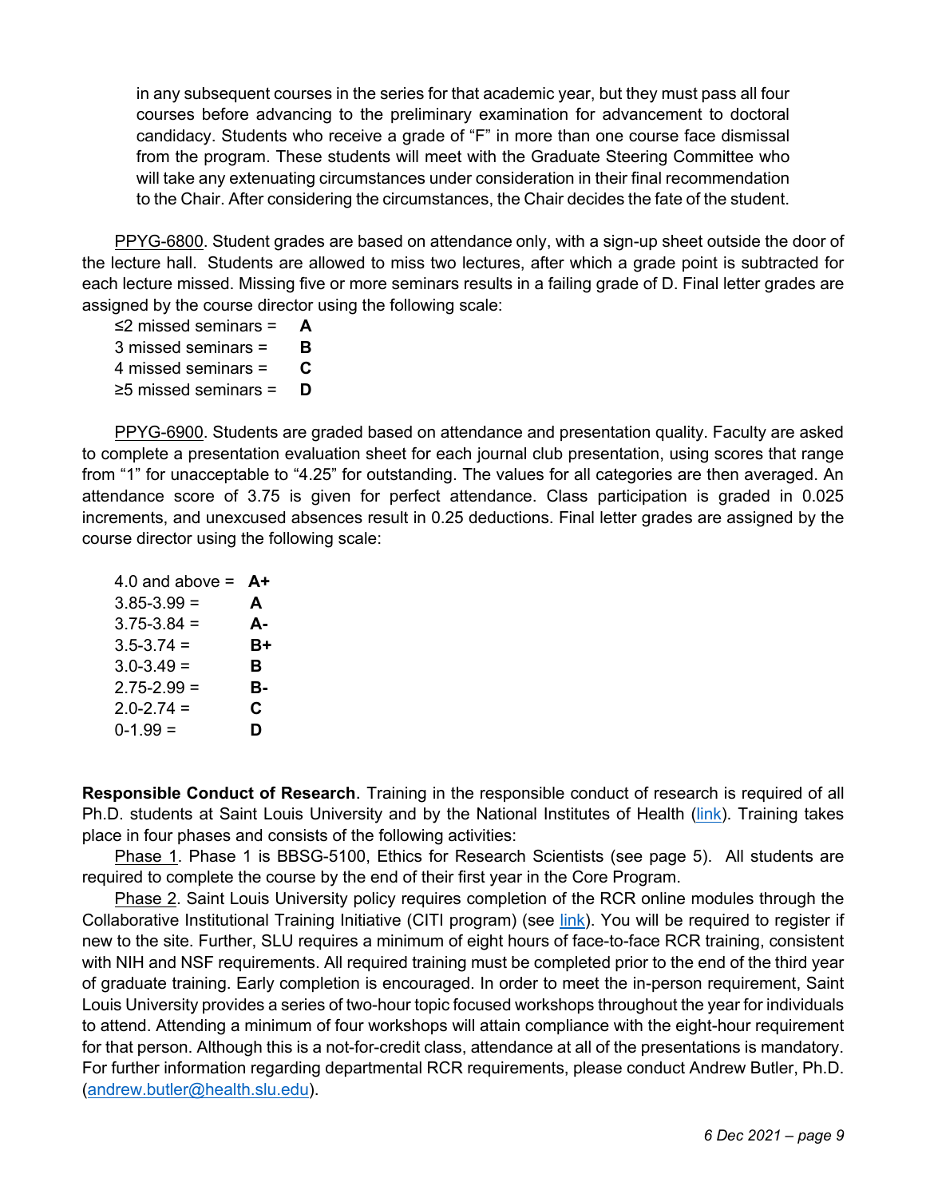in any subsequent courses in the series for that academic year, but they must pass all four courses before advancing to the preliminary examination for advancement to doctoral candidacy. Students who receive a grade of "F" in more than one course face dismissal from the program. These students will meet with the Graduate Steering Committee who will take any extenuating circumstances under consideration in their final recommendation to the Chair. After considering the circumstances, the Chair decides the fate of the student.

PPYG-6800. Student grades are based on attendance only, with a sign-up sheet outside the door of the lecture hall. Students are allowed to miss two lectures, after which a grade point is subtracted for each lecture missed. Missing five or more seminars results in a failing grade of D. Final letter grades are assigned by the course director using the following scale:

≤2 missed seminars = **A**
3 missed seminars = **B**
4 missed seminars = **C**
≥5 missed seminars = **D**

PPYG-6900. Students are graded based on attendance and presentation quality. Faculty are asked to complete a presentation evaluation sheet for each journal club presentation, using scores that range from "1" for unacceptable to "4.25" for outstanding. The values for all categories are then averaged. An attendance score of 3.75 is given for perfect attendance. Class participation is graded in 0.025 increments, and unexcused absences result in 0.25 deductions. Final letter grades are assigned by the course director using the following scale:

4.0 and above = **A+**
3.85-3.99 = **A**
3.75-3.84 = **A-**
3.5-3.74 = **B+**
3.0-3.49 = **B**
2.75-2.99 = **B-**
2.0-2.74 = **C**
0-1.99 = **D**

**Responsible Conduct of Research**. Training in the responsible conduct of research is required of all Ph.D. students at Saint Louis University and by the National Institutes of Health (link). Training takes place in four phases and consists of the following activities:

Phase 1. Phase 1 is BBSG-5100, Ethics for Research Scientists (see page 5). All students are required to complete the course by the end of their first year in the Core Program.

Phase 2. Saint Louis University policy requires completion of the RCR online modules through the Collaborative Institutional Training Initiative (CITI program) (see link). You will be required to register if new to the site. Further, SLU requires a minimum of eight hours of face-to-face RCR training, consistent with NIH and NSF requirements. All required training must be completed prior to the end of the third year of graduate training. Early completion is encouraged. In order to meet the in-person requirement, Saint Louis University provides a series of two-hour topic focused workshops throughout the year for individuals to attend. Attending a minimum of four workshops will attain compliance with the eight-hour requirement for that person. Although this is a not-for-credit class, attendance at all of the presentations is mandatory. For further information regarding departmental RCR requirements, please conduct Andrew Butler, Ph.D. (andrew.butler@health.slu.edu).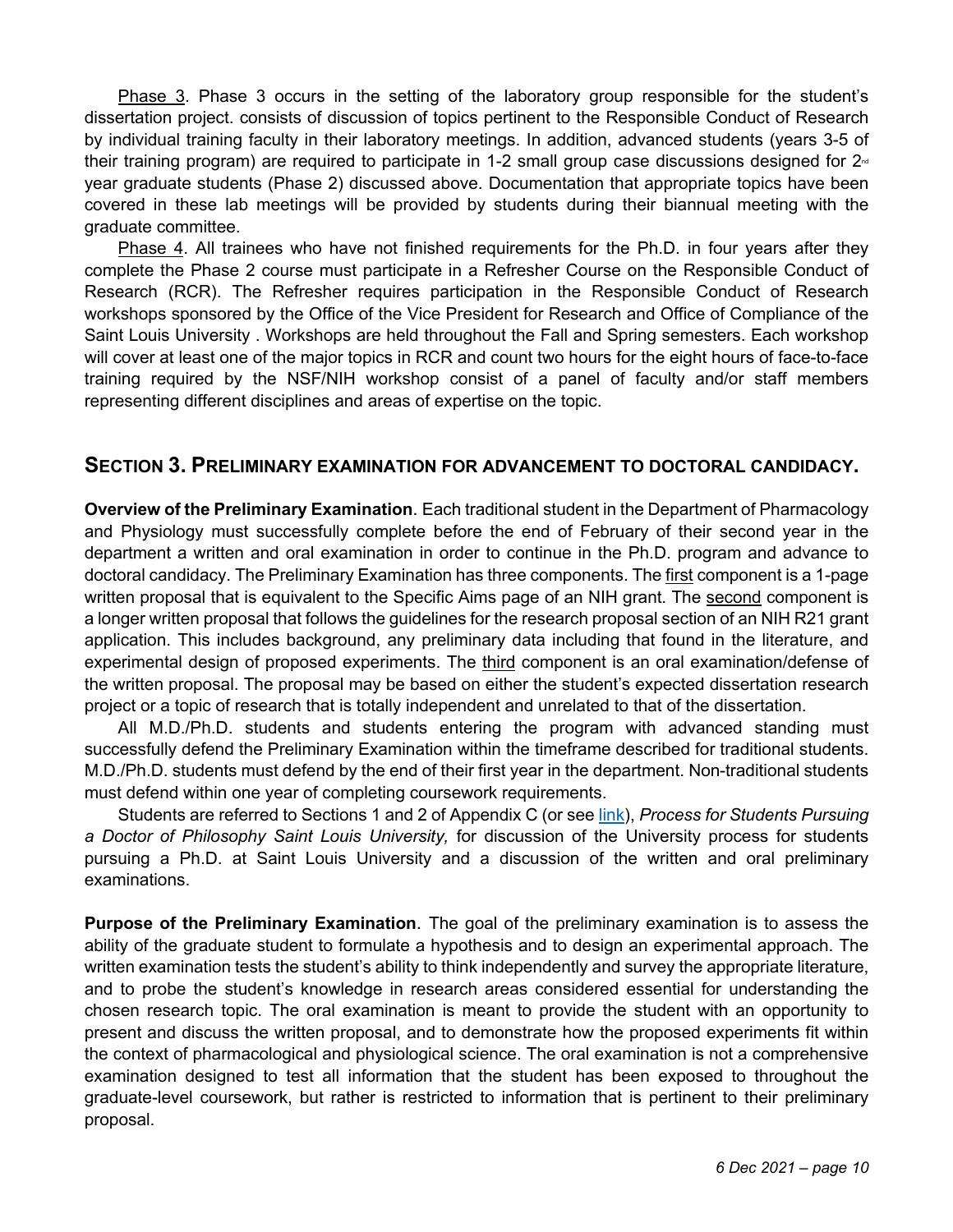Phase 3. Phase 3 occurs in the setting of the laboratory group responsible for the student's dissertation project. consists of discussion of topics pertinent to the Responsible Conduct of Research by individual training faculty in their laboratory meetings. In addition, advanced students (years 3-5 of their training program) are required to participate in 1-2 small group case discussions designed for 2nd year graduate students (Phase 2) discussed above. Documentation that appropriate topics have been covered in these lab meetings will be provided by students during their biannual meeting with the graduate committee.

Phase 4. All trainees who have not finished requirements for the Ph.D. in four years after they complete the Phase 2 course must participate in a Refresher Course on the Responsible Conduct of Research (RCR). The Refresher requires participation in the Responsible Conduct of Research workshops sponsored by the Office of the Vice President for Research and Office of Compliance of the Saint Louis University . Workshops are held throughout the Fall and Spring semesters. Each workshop will cover at least one of the major topics in RCR and count two hours for the eight hours of face-to-face training required by the NSF/NIH workshop consist of a panel of faculty and/or staff members representing different disciplines and areas of expertise on the topic.

## SECTION 3. PRELIMINARY EXAMINATION FOR ADVANCEMENT TO DOCTORAL CANDIDACY.

**Overview of the Preliminary Examination**. Each traditional student in the Department of Pharmacology and Physiology must successfully complete before the end of February of their second year in the department a written and oral examination in order to continue in the Ph.D. program and advance to doctoral candidacy. The Preliminary Examination has three components. The first component is a 1-page written proposal that is equivalent to the Specific Aims page of an NIH grant. The second component is a longer written proposal that follows the guidelines for the research proposal section of an NIH R21 grant application. This includes background, any preliminary data including that found in the literature, and experimental design of proposed experiments. The third component is an oral examination/defense of the written proposal. The proposal may be based on either the student's expected dissertation research project or a topic of research that is totally independent and unrelated to that of the dissertation.

All M.D./Ph.D. students and students entering the program with advanced standing must successfully defend the Preliminary Examination within the timeframe described for traditional students. M.D./Ph.D. students must defend by the end of their first year in the department. Non-traditional students must defend within one year of completing coursework requirements.

Students are referred to Sections 1 and 2 of Appendix C (or see link), *Process for Students Pursuing a Doctor of Philosophy Saint Louis University,* for discussion of the University process for students pursuing a Ph.D. at Saint Louis University and a discussion of the written and oral preliminary examinations.

**Purpose of the Preliminary Examination**. The goal of the preliminary examination is to assess the ability of the graduate student to formulate a hypothesis and to design an experimental approach. The written examination tests the student's ability to think independently and survey the appropriate literature, and to probe the student's knowledge in research areas considered essential for understanding the chosen research topic. The oral examination is meant to provide the student with an opportunity to present and discuss the written proposal, and to demonstrate how the proposed experiments fit within the context of pharmacological and physiological science. The oral examination is not a comprehensive examination designed to test all information that the student has been exposed to throughout the graduate-level coursework, but rather is restricted to information that is pertinent to their preliminary proposal.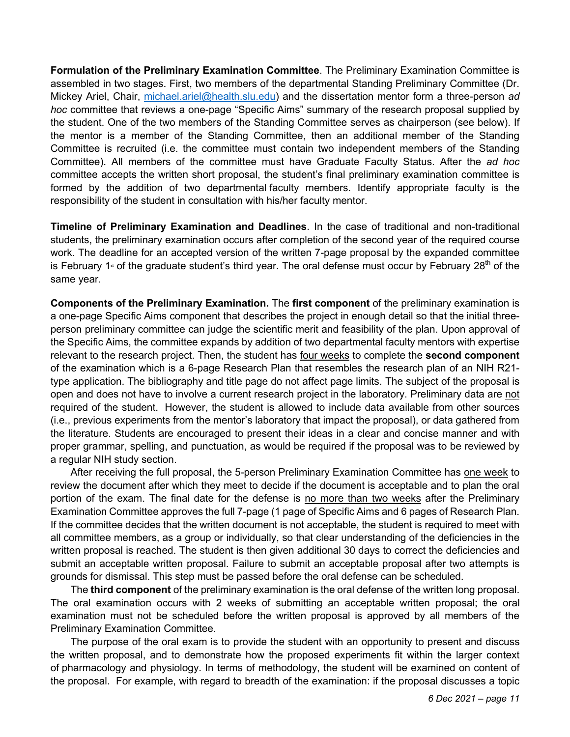**Formulation of the Preliminary Examination Committee**. The Preliminary Examination Committee is assembled in two stages. First, two members of the departmental Standing Preliminary Committee (Dr. Mickey Ariel, Chair, michael.ariel@health.slu.edu) and the dissertation mentor form a three-person *ad hoc* committee that reviews a one-page "Specific Aims" summary of the research proposal supplied by the student. One of the two members of the Standing Committee serves as chairperson (see below). If the mentor is a member of the Standing Committee, then an additional member of the Standing Committee is recruited (i.e. the committee must contain two independent members of the Standing Committee). All members of the committee must have Graduate Faculty Status. After the *ad hoc* committee accepts the written short proposal, the student's final preliminary examination committee is formed by the addition of two departmental faculty members. Identify appropriate faculty is the responsibility of the student in consultation with his/her faculty mentor.

**Timeline of Preliminary Examination and Deadlines**. In the case of traditional and non-traditional students, the preliminary examination occurs after completion of the second year of the required course work. The deadline for an accepted version of the written 7-page proposal by the expanded committee is February 1st of the graduate student's third year. The oral defense must occur by February 28th of the same year.

**Components of the Preliminary Examination.** The **first component** of the preliminary examination is a one-page Specific Aims component that describes the project in enough detail so that the initial three-person preliminary committee can judge the scientific merit and feasibility of the plan. Upon approval of the Specific Aims, the committee expands by addition of two departmental faculty mentors with expertise relevant to the research project. Then, the student has four weeks to complete the **second component** of the examination which is a 6-page Research Plan that resembles the research plan of an NIH R21-type application. The bibliography and title page do not affect page limits. The subject of the proposal is open and does not have to involve a current research project in the laboratory. Preliminary data are not required of the student. However, the student is allowed to include data available from other sources (i.e., previous experiments from the mentor's laboratory that impact the proposal), or data gathered from the literature. Students are encouraged to present their ideas in a clear and concise manner and with proper grammar, spelling, and punctuation, as would be required if the proposal was to be reviewed by a regular NIH study section.

After receiving the full proposal, the 5-person Preliminary Examination Committee has one week to review the document after which they meet to decide if the document is acceptable and to plan the oral portion of the exam. The final date for the defense is no more than two weeks after the Preliminary Examination Committee approves the full 7-page (1 page of Specific Aims and 6 pages of Research Plan. If the committee decides that the written document is not acceptable, the student is required to meet with all committee members, as a group or individually, so that clear understanding of the deficiencies in the written proposal is reached. The student is then given additional 30 days to correct the deficiencies and submit an acceptable written proposal. Failure to submit an acceptable proposal after two attempts is grounds for dismissal. This step must be passed before the oral defense can be scheduled.

The **third component** of the preliminary examination is the oral defense of the written long proposal. The oral examination occurs with 2 weeks of submitting an acceptable written proposal; the oral examination must not be scheduled before the written proposal is approved by all members of the Preliminary Examination Committee.

The purpose of the oral exam is to provide the student with an opportunity to present and discuss the written proposal, and to demonstrate how the proposed experiments fit within the larger context of pharmacology and physiology. In terms of methodology, the student will be examined on content of the proposal. For example, with regard to breadth of the examination: if the proposal discusses a topic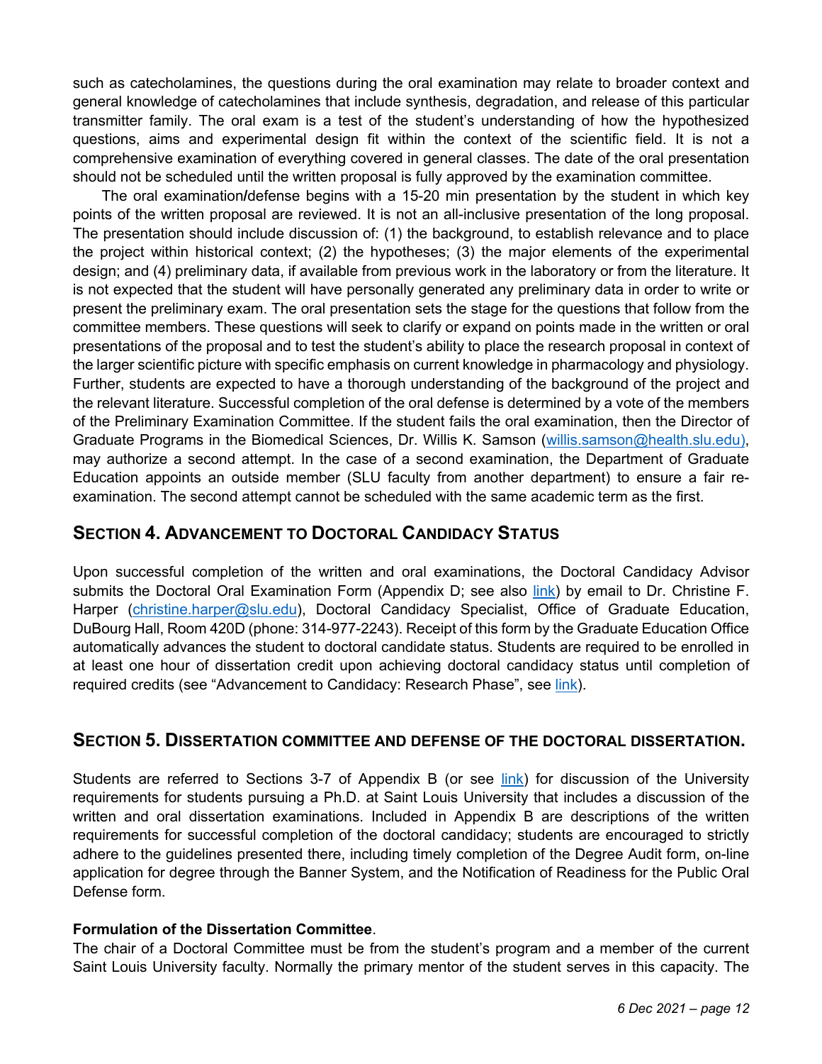such as catecholamines, the questions during the oral examination may relate to broader context and general knowledge of catecholamines that include synthesis, degradation, and release of this particular transmitter family. The oral exam is a test of the student's understanding of how the hypothesized questions, aims and experimental design fit within the context of the scientific field. It is not a comprehensive examination of everything covered in general classes. The date of the oral presentation should not be scheduled until the written proposal is fully approved by the examination committee.

The oral examination/defense begins with a 15-20 min presentation by the student in which key points of the written proposal are reviewed. It is not an all-inclusive presentation of the long proposal. The presentation should include discussion of: (1) the background, to establish relevance and to place the project within historical context; (2) the hypotheses; (3) the major elements of the experimental design; and (4) preliminary data, if available from previous work in the laboratory or from the literature. It is not expected that the student will have personally generated any preliminary data in order to write or present the preliminary exam. The oral presentation sets the stage for the questions that follow from the committee members. These questions will seek to clarify or expand on points made in the written or oral presentations of the proposal and to test the student's ability to place the research proposal in context of the larger scientific picture with specific emphasis on current knowledge in pharmacology and physiology. Further, students are expected to have a thorough understanding of the background of the project and the relevant literature. Successful completion of the oral defense is determined by a vote of the members of the Preliminary Examination Committee. If the student fails the oral examination, then the Director of Graduate Programs in the Biomedical Sciences, Dr. Willis K. Samson (willis.samson@health.slu.edu), may authorize a second attempt. In the case of a second examination, the Department of Graduate Education appoints an outside member (SLU faculty from another department) to ensure a fair re-examination. The second attempt cannot be scheduled with the same academic term as the first.

## SECTION 4. ADVANCEMENT TO DOCTORAL CANDIDACY STATUS

Upon successful completion of the written and oral examinations, the Doctoral Candidacy Advisor submits the Doctoral Oral Examination Form (Appendix D; see also link) by email to Dr. Christine F. Harper (christine.harper@slu.edu), Doctoral Candidacy Specialist, Office of Graduate Education, DuBourg Hall, Room 420D (phone: 314-977-2243). Receipt of this form by the Graduate Education Office automatically advances the student to doctoral candidate status. Students are required to be enrolled in at least one hour of dissertation credit upon achieving doctoral candidacy status until completion of required credits (see "Advancement to Candidacy: Research Phase", see link).

## SECTION 5. DISSERTATION COMMITTEE AND DEFENSE OF THE DOCTORAL DISSERTATION.

Students are referred to Sections 3-7 of Appendix B (or see link) for discussion of the University requirements for students pursuing a Ph.D. at Saint Louis University that includes a discussion of the written and oral dissertation examinations. Included in Appendix B are descriptions of the written requirements for successful completion of the doctoral candidacy; students are encouraged to strictly adhere to the guidelines presented there, including timely completion of the Degree Audit form, on-line application for degree through the Banner System, and the Notification of Readiness for the Public Oral Defense form.

**Formulation of the Dissertation Committee**.

The chair of a Doctoral Committee must be from the student's program and a member of the current Saint Louis University faculty. Normally the primary mentor of the student serves in this capacity. The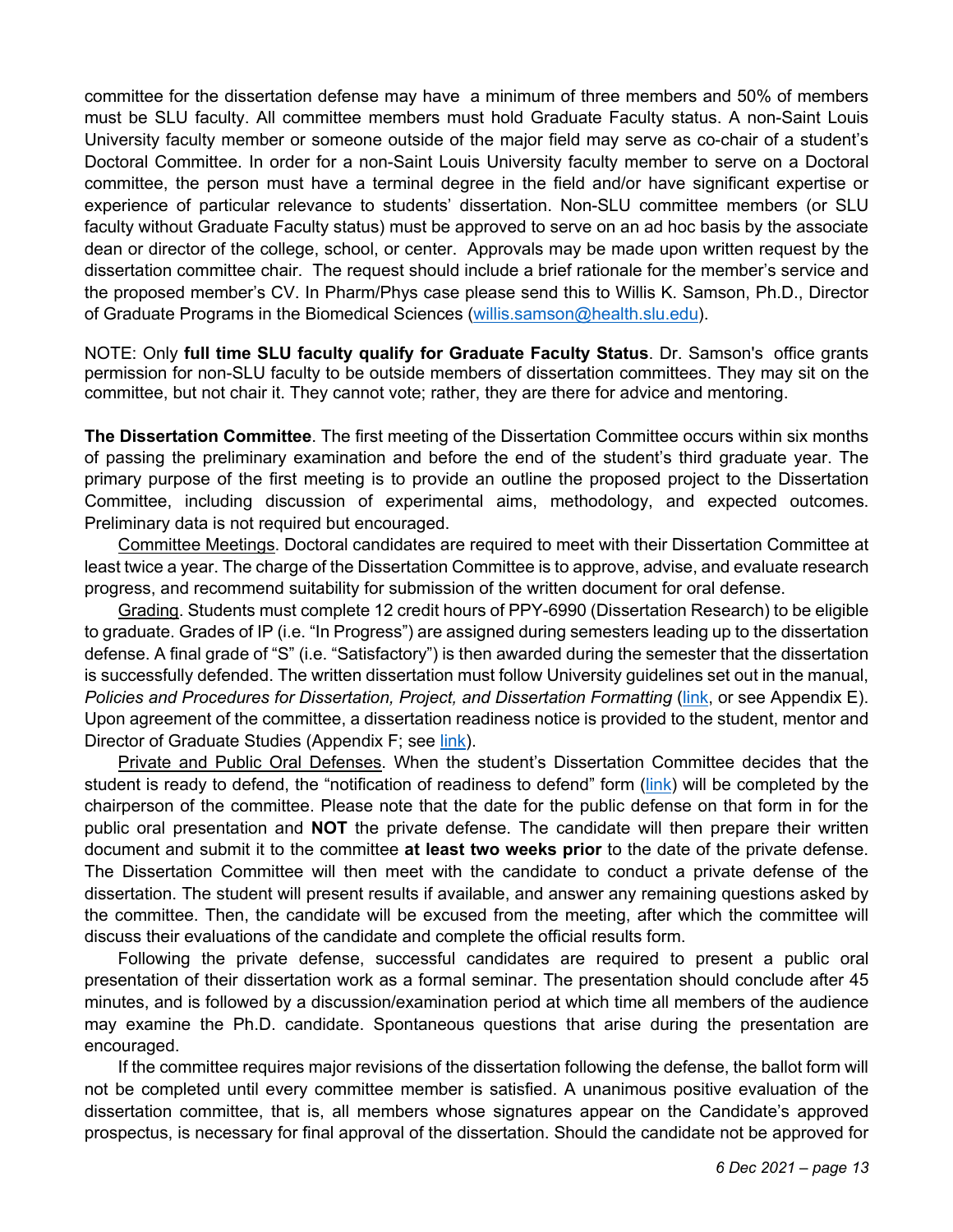committee for the dissertation defense may have a minimum of three members and 50% of members must be SLU faculty. All committee members must hold Graduate Faculty status. A non-Saint Louis University faculty member or someone outside of the major field may serve as co-chair of a student's Doctoral Committee. In order for a non-Saint Louis University faculty member to serve on a Doctoral committee, the person must have a terminal degree in the field and/or have significant expertise or experience of particular relevance to students' dissertation. Non-SLU committee members (or SLU faculty without Graduate Faculty status) must be approved to serve on an ad hoc basis by the associate dean or director of the college, school, or center. Approvals may be made upon written request by the dissertation committee chair. The request should include a brief rationale for the member's service and the proposed member's CV. In Pharm/Phys case please send this to Willis K. Samson, Ph.D., Director of Graduate Programs in the Biomedical Sciences (willis.samson@health.slu.edu).

NOTE: Only **full time SLU faculty qualify for Graduate Faculty Status**. Dr. Samson's office grants permission for non-SLU faculty to be outside members of dissertation committees. They may sit on the committee, but not chair it. They cannot vote; rather, they are there for advice and mentoring.

**The Dissertation Committee**. The first meeting of the Dissertation Committee occurs within six months of passing the preliminary examination and before the end of the student's third graduate year. The primary purpose of the first meeting is to provide an outline the proposed project to the Dissertation Committee, including discussion of experimental aims, methodology, and expected outcomes. Preliminary data is not required but encouraged.

Committee Meetings. Doctoral candidates are required to meet with their Dissertation Committee at least twice a year. The charge of the Dissertation Committee is to approve, advise, and evaluate research progress, and recommend suitability for submission of the written document for oral defense.

Grading. Students must complete 12 credit hours of PPY-6990 (Dissertation Research) to be eligible to graduate. Grades of IP (i.e. "In Progress") are assigned during semesters leading up to the dissertation defense. A final grade of "S" (i.e. "Satisfactory") is then awarded during the semester that the dissertation is successfully defended. The written dissertation must follow University guidelines set out in the manual, *Policies and Procedures for Dissertation, Project, and Dissertation Formatting* (link, or see Appendix E). Upon agreement of the committee, a dissertation readiness notice is provided to the student, mentor and Director of Graduate Studies (Appendix F; see link).

Private and Public Oral Defenses. When the student's Dissertation Committee decides that the student is ready to defend, the "notification of readiness to defend" form (link) will be completed by the chairperson of the committee. Please note that the date for the public defense on that form in for the public oral presentation and **NOT** the private defense. The candidate will then prepare their written document and submit it to the committee **at least two weeks prior** to the date of the private defense. The Dissertation Committee will then meet with the candidate to conduct a private defense of the dissertation. The student will present results if available, and answer any remaining questions asked by the committee. Then, the candidate will be excused from the meeting, after which the committee will discuss their evaluations of the candidate and complete the official results form.

Following the private defense, successful candidates are required to present a public oral presentation of their dissertation work as a formal seminar. The presentation should conclude after 45 minutes, and is followed by a discussion/examination period at which time all members of the audience may examine the Ph.D. candidate. Spontaneous questions that arise during the presentation are encouraged.

If the committee requires major revisions of the dissertation following the defense, the ballot form will not be completed until every committee member is satisfied. A unanimous positive evaluation of the dissertation committee, that is, all members whose signatures appear on the Candidate's approved prospectus, is necessary for final approval of the dissertation. Should the candidate not be approved for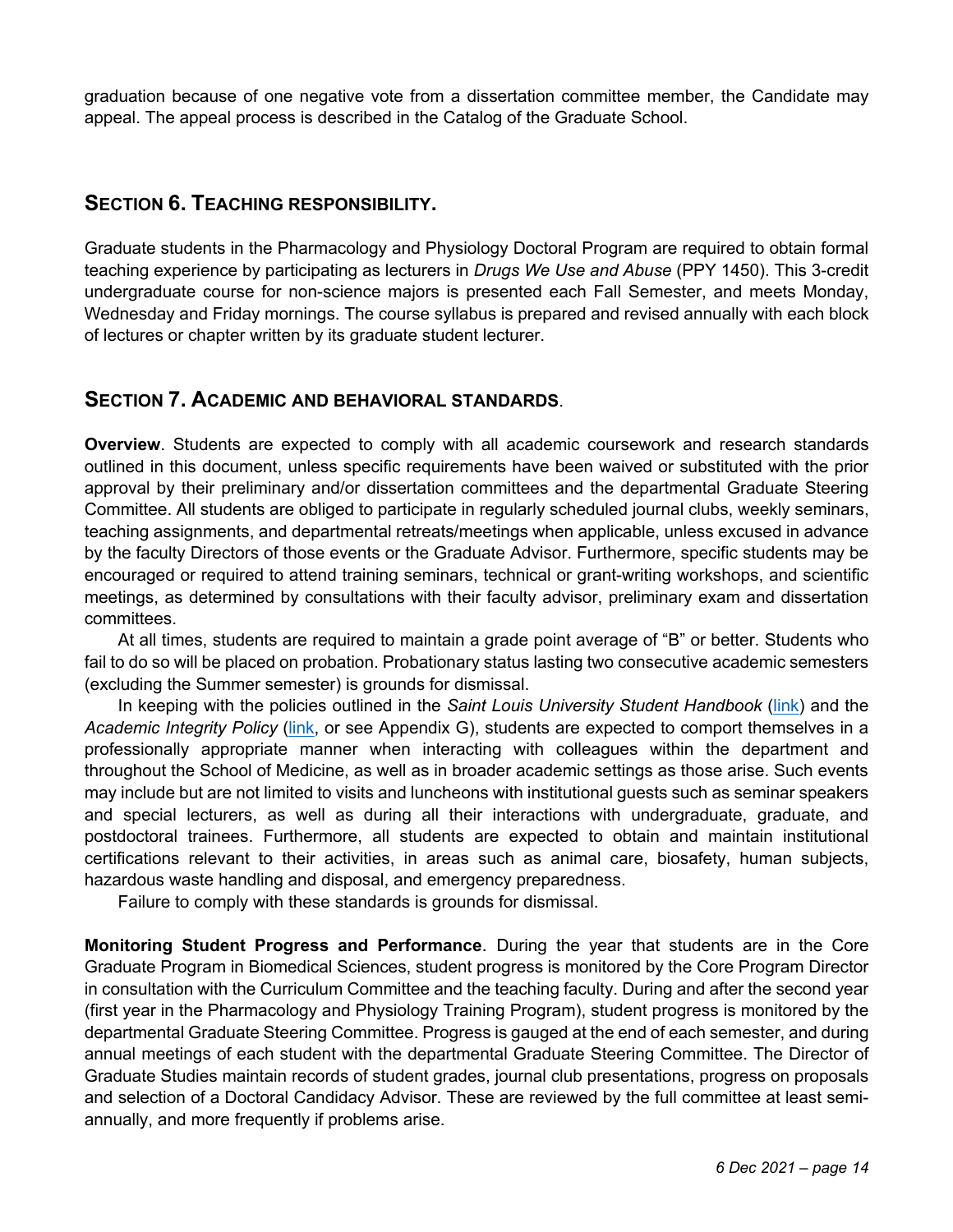graduation because of one negative vote from a dissertation committee member, the Candidate may appeal. The appeal process is described in the Catalog of the Graduate School.

## SECTION 6. TEACHING RESPONSIBILITY.

Graduate students in the Pharmacology and Physiology Doctoral Program are required to obtain formal teaching experience by participating as lecturers in *Drugs We Use and Abuse* (PPY 1450). This 3-credit undergraduate course for non-science majors is presented each Fall Semester, and meets Monday, Wednesday and Friday mornings. The course syllabus is prepared and revised annually with each block of lectures or chapter written by its graduate student lecturer.

## SECTION 7. ACADEMIC AND BEHAVIORAL STANDARDS.

**Overview**. Students are expected to comply with all academic coursework and research standards outlined in this document, unless specific requirements have been waived or substituted with the prior approval by their preliminary and/or dissertation committees and the departmental Graduate Steering Committee. All students are obliged to participate in regularly scheduled journal clubs, weekly seminars, teaching assignments, and departmental retreats/meetings when applicable, unless excused in advance by the faculty Directors of those events or the Graduate Advisor. Furthermore, specific students may be encouraged or required to attend training seminars, technical or grant-writing workshops, and scientific meetings, as determined by consultations with their faculty advisor, preliminary exam and dissertation committees.

At all times, students are required to maintain a grade point average of "B" or better. Students who fail to do so will be placed on probation. Probationary status lasting two consecutive academic semesters (excluding the Summer semester) is grounds for dismissal.

In keeping with the policies outlined in the *Saint Louis University Student Handbook* (link) and the *Academic Integrity Policy* (link, or see Appendix G), students are expected to comport themselves in a professionally appropriate manner when interacting with colleagues within the department and throughout the School of Medicine, as well as in broader academic settings as those arise. Such events may include but are not limited to visits and luncheons with institutional guests such as seminar speakers and special lecturers, as well as during all their interactions with undergraduate, graduate, and postdoctoral trainees. Furthermore, all students are expected to obtain and maintain institutional certifications relevant to their activities, in areas such as animal care, biosafety, human subjects, hazardous waste handling and disposal, and emergency preparedness.

Failure to comply with these standards is grounds for dismissal.

**Monitoring Student Progress and Performance**. During the year that students are in the Core Graduate Program in Biomedical Sciences, student progress is monitored by the Core Program Director in consultation with the Curriculum Committee and the teaching faculty. During and after the second year (first year in the Pharmacology and Physiology Training Program), student progress is monitored by the departmental Graduate Steering Committee. Progress is gauged at the end of each semester, and during annual meetings of each student with the departmental Graduate Steering Committee. The Director of Graduate Studies maintain records of student grades, journal club presentations, progress on proposals and selection of a Doctoral Candidacy Advisor. These are reviewed by the full committee at least semi-annually, and more frequently if problems arise.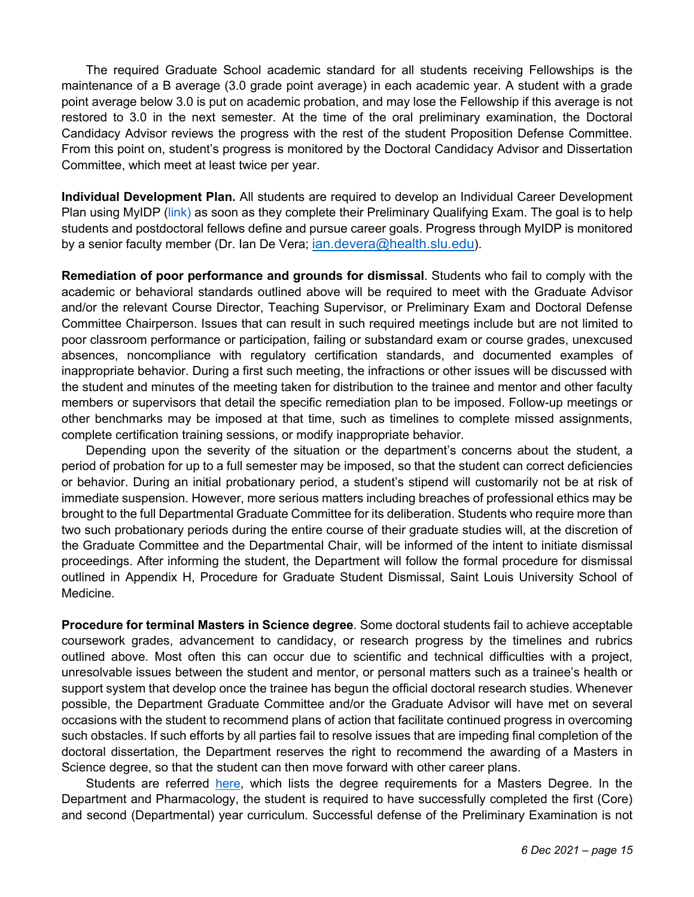The required Graduate School academic standard for all students receiving Fellowships is the maintenance of a B average (3.0 grade point average) in each academic year. A student with a grade point average below 3.0 is put on academic probation, and may lose the Fellowship if this average is not restored to 3.0 in the next semester. At the time of the oral preliminary examination, the Doctoral Candidacy Advisor reviews the progress with the rest of the student Proposition Defense Committee. From this point on, student's progress is monitored by the Doctoral Candidacy Advisor and Dissertation Committee, which meet at least twice per year.

**Individual Development Plan.** All students are required to develop an Individual Career Development Plan using MyIDP (link) as soon as they complete their Preliminary Qualifying Exam. The goal is to help students and postdoctoral fellows define and pursue career goals. Progress through MyIDP is monitored by a senior faculty member (Dr. Ian De Vera; ian.devera@health.slu.edu).

**Remediation of poor performance and grounds for dismissal**. Students who fail to comply with the academic or behavioral standards outlined above will be required to meet with the Graduate Advisor and/or the relevant Course Director, Teaching Supervisor, or Preliminary Exam and Doctoral Defense Committee Chairperson. Issues that can result in such required meetings include but are not limited to poor classroom performance or participation, failing or substandard exam or course grades, unexcused absences, noncompliance with regulatory certification standards, and documented examples of inappropriate behavior. During a first such meeting, the infractions or other issues will be discussed with the student and minutes of the meeting taken for distribution to the trainee and mentor and other faculty members or supervisors that detail the specific remediation plan to be imposed. Follow-up meetings or other benchmarks may be imposed at that time, such as timelines to complete missed assignments, complete certification training sessions, or modify inappropriate behavior.

Depending upon the severity of the situation or the department's concerns about the student, a period of probation for up to a full semester may be imposed, so that the student can correct deficiencies or behavior. During an initial probationary period, a student's stipend will customarily not be at risk of immediate suspension. However, more serious matters including breaches of professional ethics may be brought to the full Departmental Graduate Committee for its deliberation. Students who require more than two such probationary periods during the entire course of their graduate studies will, at the discretion of the Graduate Committee and the Departmental Chair, will be informed of the intent to initiate dismissal proceedings. After informing the student, the Department will follow the formal procedure for dismissal outlined in Appendix H, Procedure for Graduate Student Dismissal, Saint Louis University School of Medicine.

**Procedure for terminal Masters in Science degree**. Some doctoral students fail to achieve acceptable coursework grades, advancement to candidacy, or research progress by the timelines and rubrics outlined above. Most often this can occur due to scientific and technical difficulties with a project, unresolvable issues between the student and mentor, or personal matters such as a trainee's health or support system that develop once the trainee has begun the official doctoral research studies. Whenever possible, the Department Graduate Committee and/or the Graduate Advisor will have met on several occasions with the student to recommend plans of action that facilitate continued progress in overcoming such obstacles. If such efforts by all parties fail to resolve issues that are impeding final completion of the doctoral dissertation, the Department reserves the right to recommend the awarding of a Masters in Science degree, so that the student can then move forward with other career plans.

Students are referred here, which lists the degree requirements for a Masters Degree. In the Department and Pharmacology, the student is required to have successfully completed the first (Core) and second (Departmental) year curriculum. Successful defense of the Preliminary Examination is not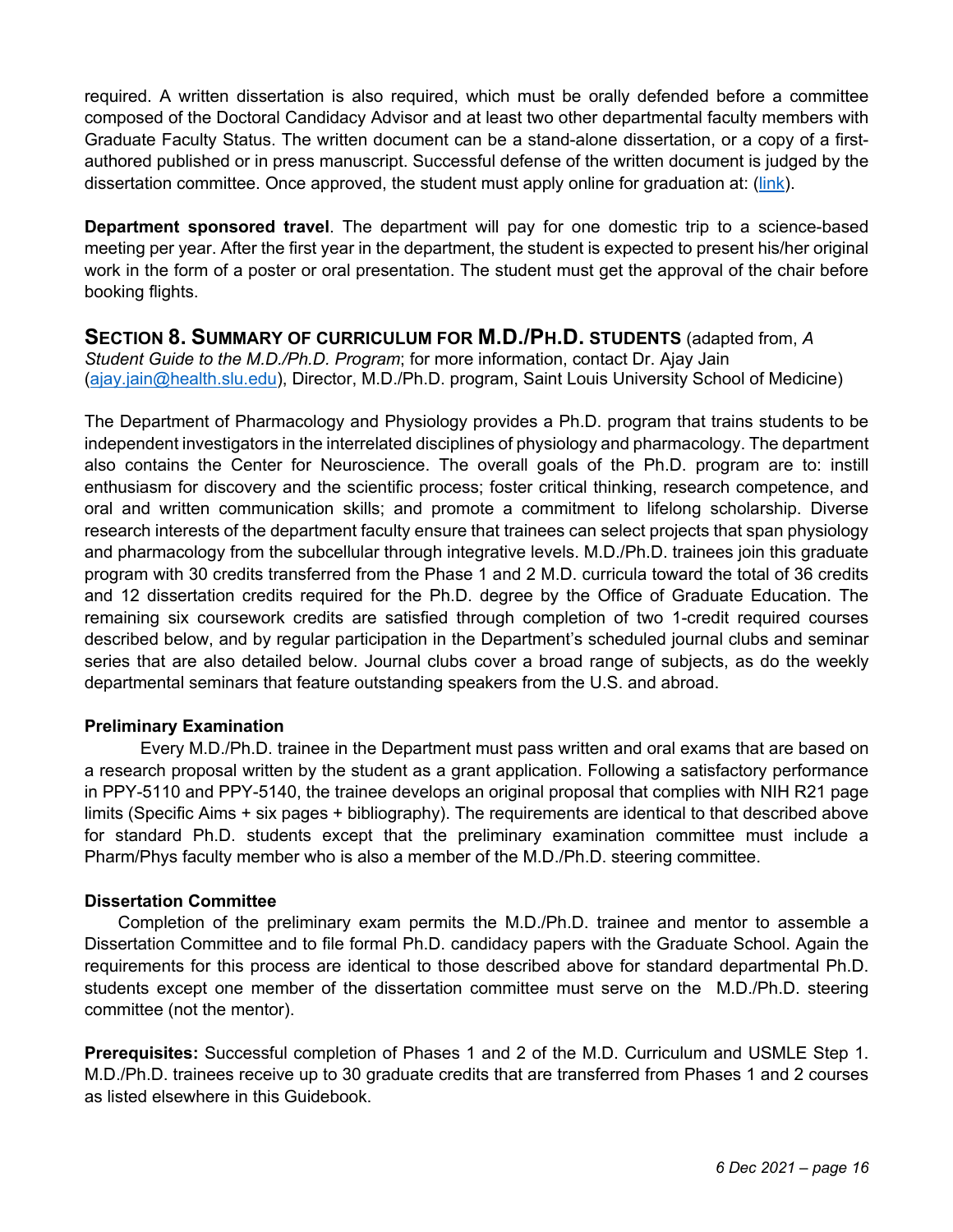required. A written dissertation is also required, which must be orally defended before a committee composed of the Doctoral Candidacy Advisor and at least two other departmental faculty members with Graduate Faculty Status. The written document can be a stand-alone dissertation, or a copy of a first-authored published or in press manuscript. Successful defense of the written document is judged by the dissertation committee. Once approved, the student must apply online for graduation at: (link).

**Department sponsored travel**. The department will pay for one domestic trip to a science-based meeting per year. After the first year in the department, the student is expected to present his/her original work in the form of a poster or oral presentation. The student must get the approval of the chair before booking flights.

## SECTION 8. SUMMARY OF CURRICULUM FOR M.D./PH.D. STUDENTS (adapted from, *A Student Guide to the M.D./Ph.D. Program*; for more information, contact Dr. Ajay Jain (ajay.jain@health.slu.edu), Director, M.D./Ph.D. program, Saint Louis University School of Medicine)

The Department of Pharmacology and Physiology provides a Ph.D. program that trains students to be independent investigators in the interrelated disciplines of physiology and pharmacology. The department also contains the Center for Neuroscience. The overall goals of the Ph.D. program are to: instill enthusiasm for discovery and the scientific process; foster critical thinking, research competence, and oral and written communication skills; and promote a commitment to lifelong scholarship. Diverse research interests of the department faculty ensure that trainees can select projects that span physiology and pharmacology from the subcellular through integrative levels. M.D./Ph.D. trainees join this graduate program with 30 credits transferred from the Phase 1 and 2 M.D. curricula toward the total of 36 credits and 12 dissertation credits required for the Ph.D. degree by the Office of Graduate Education. The remaining six coursework credits are satisfied through completion of two 1-credit required courses described below, and by regular participation in the Department's scheduled journal clubs and seminar series that are also detailed below. Journal clubs cover a broad range of subjects, as do the weekly departmental seminars that feature outstanding speakers from the U.S. and abroad.

**Preliminary Examination**

Every M.D./Ph.D. trainee in the Department must pass written and oral exams that are based on a research proposal written by the student as a grant application. Following a satisfactory performance in PPY-5110 and PPY-5140, the trainee develops an original proposal that complies with NIH R21 page limits (Specific Aims + six pages + bibliography). The requirements are identical to that described above for standard Ph.D. students except that the preliminary examination committee must include a Pharm/Phys faculty member who is also a member of the M.D./Ph.D. steering committee.

**Dissertation Committee**

Completion of the preliminary exam permits the M.D./Ph.D. trainee and mentor to assemble a Dissertation Committee and to file formal Ph.D. candidacy papers with the Graduate School. Again the requirements for this process are identical to those described above for standard departmental Ph.D. students except one member of the dissertation committee must serve on the M.D./Ph.D. steering committee (not the mentor).

**Prerequisites:** Successful completion of Phases 1 and 2 of the M.D. Curriculum and USMLE Step 1. M.D./Ph.D. trainees receive up to 30 graduate credits that are transferred from Phases 1 and 2 courses as listed elsewhere in this Guidebook.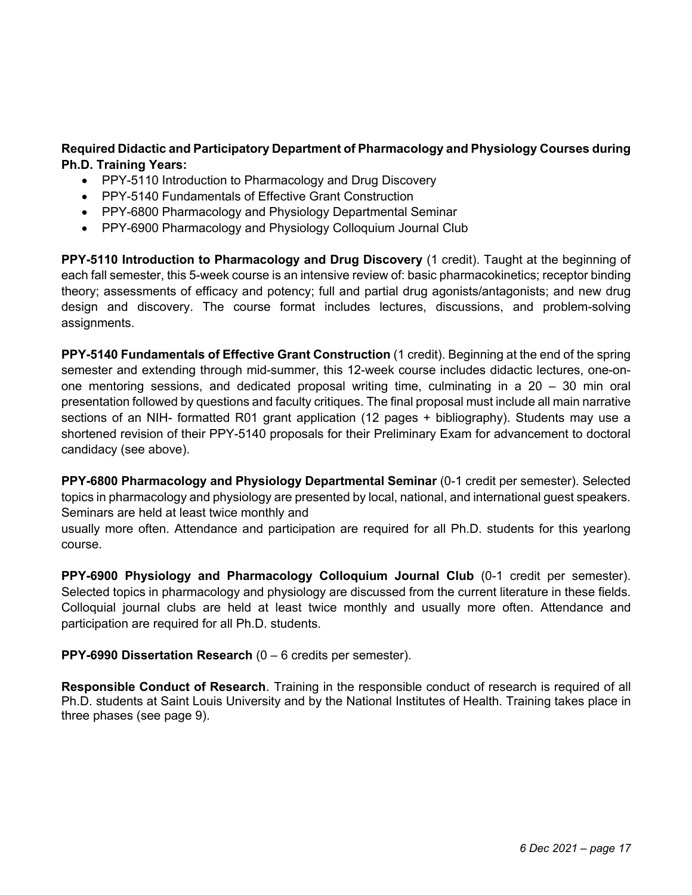**Required Didactic and Participatory Department of Pharmacology and Physiology Courses during Ph.D. Training Years:**

- PPY-5110 Introduction to Pharmacology and Drug Discovery
- PPY-5140 Fundamentals of Effective Grant Construction
- PPY-6800 Pharmacology and Physiology Departmental Seminar
- PPY-6900 Pharmacology and Physiology Colloquium Journal Club

**PPY-5110 Introduction to Pharmacology and Drug Discovery** (1 credit). Taught at the beginning of each fall semester, this 5-week course is an intensive review of: basic pharmacokinetics; receptor binding theory; assessments of efficacy and potency; full and partial drug agonists/antagonists; and new drug design and discovery. The course format includes lectures, discussions, and problem-solving assignments.

**PPY-5140 Fundamentals of Effective Grant Construction** (1 credit). Beginning at the end of the spring semester and extending through mid-summer, this 12-week course includes didactic lectures, one-on-one mentoring sessions, and dedicated proposal writing time, culminating in a 20 – 30 min oral presentation followed by questions and faculty critiques. The final proposal must include all main narrative sections of an NIH- formatted R01 grant application (12 pages + bibliography). Students may use a shortened revision of their PPY-5140 proposals for their Preliminary Exam for advancement to doctoral candidacy (see above).

**PPY-6800 Pharmacology and Physiology Departmental Seminar** (0-1 credit per semester). Selected topics in pharmacology and physiology are presented by local, national, and international guest speakers. Seminars are held at least twice monthly and usually more often. Attendance and participation are required for all Ph.D. students for this yearlong course.

**PPY-6900 Physiology and Pharmacology Colloquium Journal Club** (0-1 credit per semester). Selected topics in pharmacology and physiology are discussed from the current literature in these fields. Colloquial journal clubs are held at least twice monthly and usually more often. Attendance and participation are required for all Ph.D. students.

**PPY-6990 Dissertation Research** (0 – 6 credits per semester).

**Responsible Conduct of Research**. Training in the responsible conduct of research is required of all Ph.D. students at Saint Louis University and by the National Institutes of Health. Training takes place in three phases (see page 9).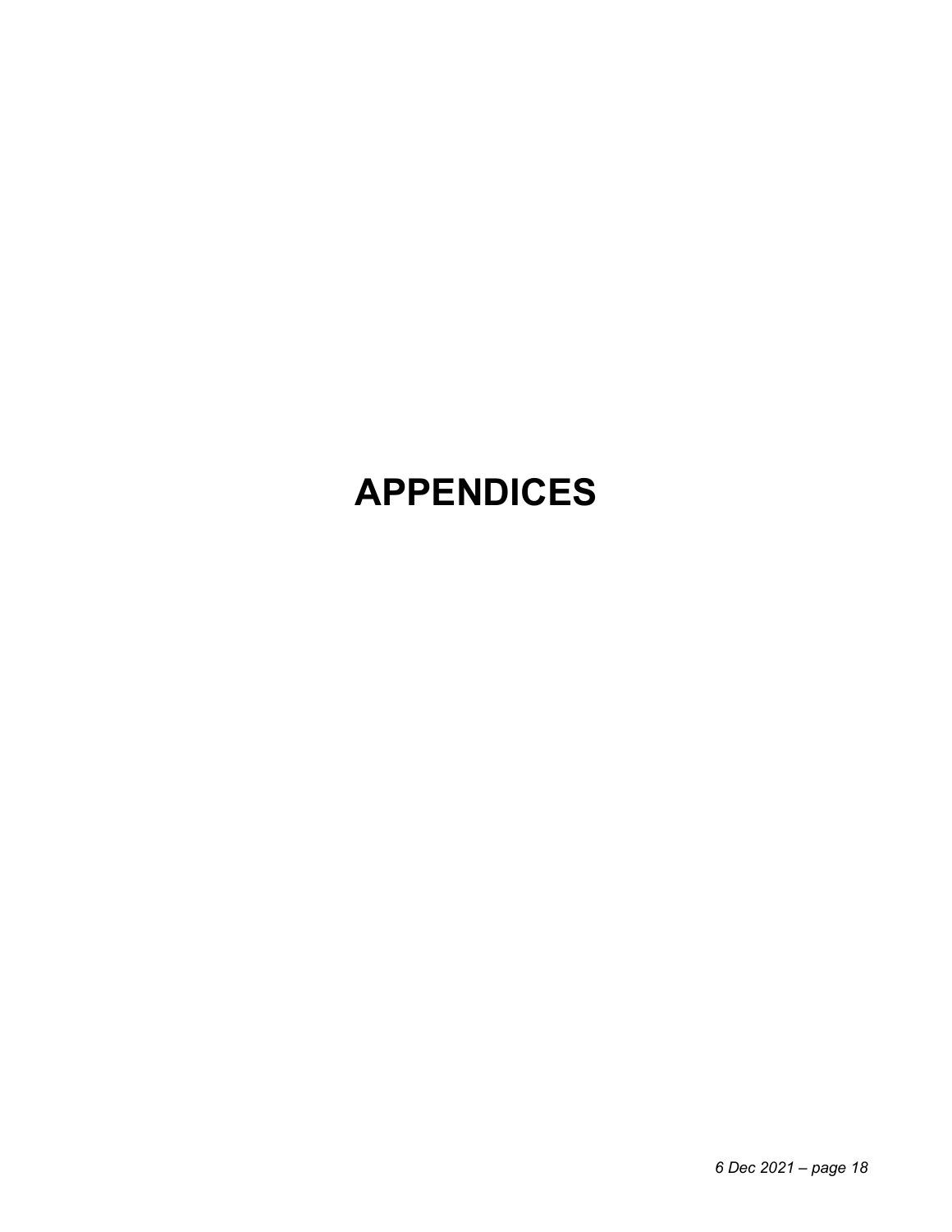# APPENDICES